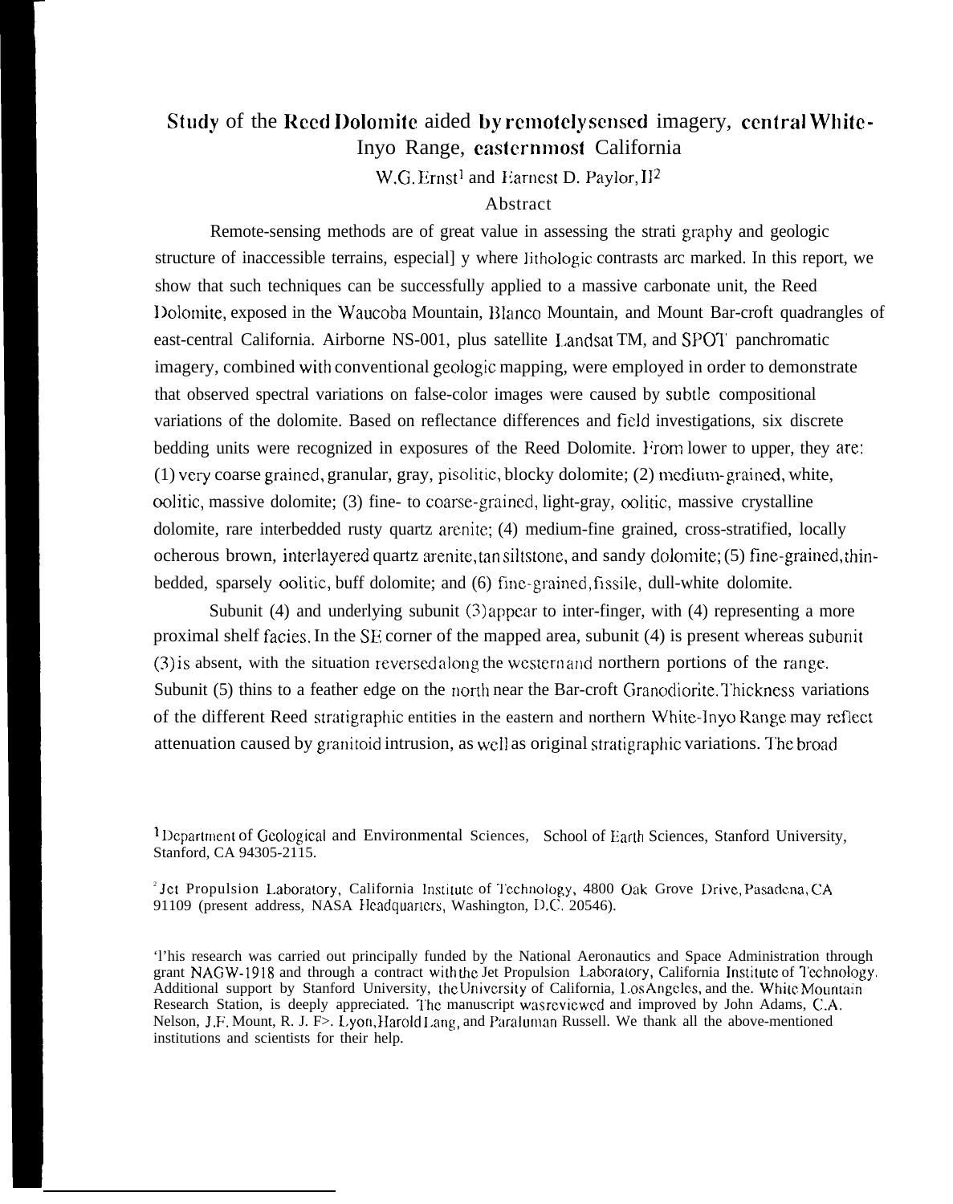# Study of the Reed Dolomite aided by remotely sensed imagery, central White-Inyo Range, easternmost California

W.G. Ernst[1] and Earnest D. Paylor, II[2]

## Abstract

Remote-sensing methods are of great value in assessing the strati graphy and geologic structure of inaccessible terrains, especial] y where lithologic contrasts arc marked. In this report, we show that such techniques can be successfully applied to a massive carbonate unit, the Reed Dolomite, exposed in the Waucoba Mountain, Blanco Mountain, and Mount Bar-croft quadrangles of east-central California. Airborne NS-001, plus satellite Landsat TM, and SPOT panchromatic imagery, combined with conventional geologic mapping, were employed in order to demonstrate that observed spectral variations on false-color images were caused by subtle compositional variations of the dolomite. Based on reflectance differences and field investigations, six discrete bedding units were recognized in exposures of the Reed Dolomite. From lower to upper, they are: (1) very coarse grained, granular, gray, pisolitic, blocky dolomite; (2) medium-grained, white, oolitic, massive dolomite; (3) fine- to coarse-grained, light-gray, oolitic, massive crystalline dolomite, rare interbedded rusty quartz arenite; (4) medium-fine grained, cross-stratified, locally ocherous brown, interlayered quartz arenite, tan siltstone, and sandy dolomite; (5) fine-grained, thin-bedded, sparsely oolitic, buff dolomite; and (6) fine-grained, fissile, dull-white dolomite.

Subunit (4) and underlying subunit (3) appear to inter-finger, with (4) representing a more proximal shelf facies. In the SE corner of the mapped area, subunit (4) is present whereas subunit (3) is absent, with the situation reversed along the western and northern portions of the range. Subunit (5) thins to a feather edge on the north near the Bar-croft Granodiorite. Thickness variations of the different Reed stratigraphic entities in the eastern and northern White-Inyo Range may reflect attenuation caused by granitoid intrusion, as well as original stratigraphic variations. The broad

[1] Department of Geological and Environmental Sciences, School of Earth Sciences, Stanford University, Stanford, CA 94305-2115.

[2] Jet Propulsion Laboratory, California Institute of Technology, 4800 Oak Grove Drive, Pasadena, CA 91109 (present address, NASA Headquarters, Washington, D.C. 20546).

'l'his research was carried out principally funded by the National Aeronautics and Space Administration through grant NAGW-1918 and through a contract with the Jet Propulsion Laboratory, California Institute of Technology. Additional support by Stanford University, the University of California, Los Angeles, and the. White Mountain Research Station, is deeply appreciated. The manuscript was reviewed and improved by John Adams, C.A. Nelson, J.F. Mount, R. J. P. Lyon, Harold Lang, and Paraluman Russell. We thank all the above-mentioned institutions and scientists for their help.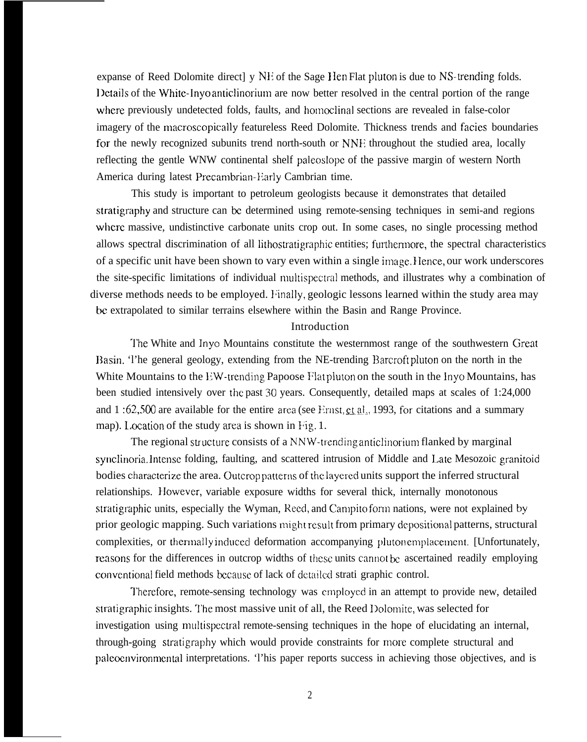expanse of Reed Dolomite direct] y NE of the Sage Hen Flat pluton is due to NS-trending folds. Details of the White-Inyo anticlinorium are now better resolved in the central portion of the range where previously undetected folds, faults, and homoclinal sections are revealed in false-color imagery of the macroscopically featureless Reed Dolomite. Thickness trends and facies boundaries for the newly recognized subunits trend north-south or NNE throughout the studied area, locally reflecting the gentle WNW continental shelf paleoslope of the passive margin of western North America during latest Precambrian-Early Cambrian time.

This study is important to petroleum geologists because it demonstrates that detailed stratigraphy and structure can be determined using remote-sensing techniques in semi-and regions where massive, undistinctive carbonate units crop out. In some cases, no single processing method allows spectral discrimination of all lithostratigraphic entities; furthermore, the spectral characteristics of a specific unit have been shown to vary even within a single image. Hence, our work underscores the site-specific limitations of individual multispectral methods, and illustrates why a combination of diverse methods needs to be employed. Finally, geologic lessons learned within the study area may be extrapolated to similar terrains elsewhere within the Basin and Range Province.

## Introduction

The White and Inyo Mountains constitute the westernmost range of the southwestern Great Basin. The general geology, extending from the NE-trending Barcroft pluton on the north in the White Mountains to the EW-trending Papoose Flat pluton on the south in the Inyo Mountains, has been studied intensively over the past 30 years. Consequently, detailed maps at scales of 1:24,000 and 1 :62,500 are available for the entire area (see Ernst, et al., 1993, for citations and a summary map). Location of the study area is shown in Fig. 1.

The regional structure consists of a NNW-trending anticlinorium flanked by marginal synclinoria. Intense folding, faulting, and scattered intrusion of Middle and Late Mesozoic granitoid bodies characterize the area. Outcrop patterns of the layered units support the inferred structural relationships. However, variable exposure widths for several thick, internally monotonous stratigraphic units, especially the Wyman, Reed, and Campito form nations, were not explained by prior geologic mapping. Such variations might result from primary depositional patterns, structural complexities, or thermally induced deformation accompanying pluton emplacement. [Unfortunately, reasons for the differences in outcrop widths of these units cannot be ascertained readily employing conventional field methods because of lack of detailed strati graphic control.

Therefore, remote-sensing technology was employed in an attempt to provide new, detailed stratigraphic insights. The most massive unit of all, the Reed Dolomite, was selected for investigation using multispectral remote-sensing techniques in the hope of elucidating an internal, through-going stratigraphy which would provide constraints for more complete structural and paleoenvironmental interpretations. This paper reports success in achieving those objectives, and is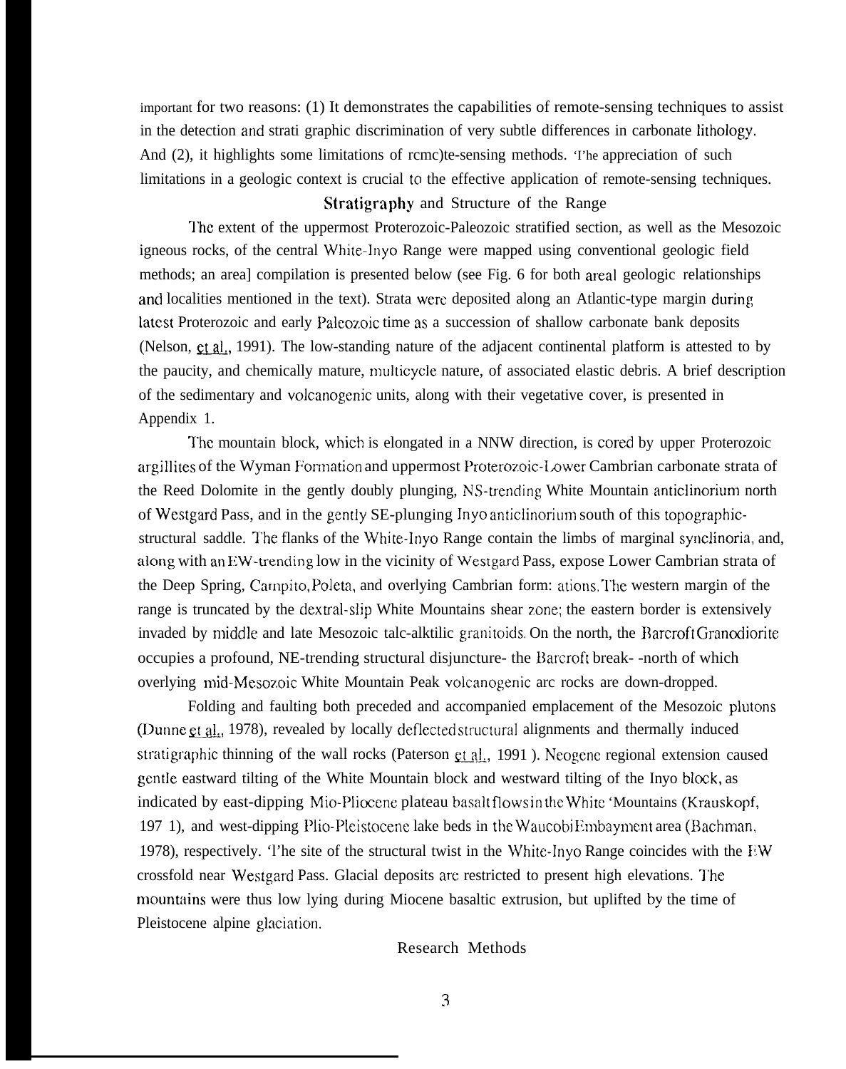important for two reasons: (1) It demonstrates the capabilities of remote-sensing techniques to assist in the detection and strati graphic discrimination of very subtle differences in carbonate lithology. And (2), it highlights some limitations of rcmc)te-sensing methods. 'I'he appreciation of such limitations in a geologic context is crucial to the effective application of remote-sensing techniques.

## Stratigraphy and Structure of the Range

The extent of the uppermost Proterozoic-Paleozoic stratified section, as well as the Mesozoic igneous rocks, of the central White-Inyo Range were mapped using conventional geologic field methods; an area] compilation is presented below (see Fig. 6 for both areal geologic relationships and localities mentioned in the text). Strata were deposited along an Atlantic-type margin during latest Proterozoic and early Paleozoic time as a succession of shallow carbonate bank deposits (Nelson, et al., 1991). The low-standing nature of the adjacent continental platform is attested to by the paucity, and chemically mature, multicycle nature, of associated elastic debris. A brief description of the sedimentary and volcanogenic units, along with their vegetative cover, is presented in Appendix 1.

The mountain block, which is elongated in a NNW direction, is cored by upper Proterozoic argillites of the Wyman Formation and uppermost Proterozoic-Lower Cambrian carbonate strata of the Reed Dolomite in the gently doubly plunging, NS-trending White Mountain anticlinorium north of Westgard Pass, and in the gently SE-plunging Inyo anticlinorium south of this topographic-structural saddle. The flanks of the White-Inyo Range contain the limbs of marginal synclinoria, and, along with an EW-trending low in the vicinity of Westgard Pass, expose Lower Cambrian strata of the Deep Spring, Campito, Poleta, and overlying Cambrian form: ations. The western margin of the range is truncated by the dextral-slip White Mountains shear zone; the eastern border is extensively invaded by middle and late Mesozoic talc-alktilic granitoids. On the north, the Barcroft Granodiorite occupies a profound, NE-trending structural disjuncture- the Barcroft break- -north of which overlying mid-Mesozoic White Mountain Peak volcanogenic arc rocks are down-dropped.

Folding and faulting both preceded and accompanied emplacement of the Mesozoic plutons (Dunne et al., 1978), revealed by locally deflected structural alignments and thermally induced stratigraphic thinning of the wall rocks (Paterson et al., 1991 ). Neogene regional extension caused gentle eastward tilting of the White Mountain block and westward tilting of the Inyo block, as indicated by east-dipping Mio-Pliocene plateau basalt flows in the White 'Mountains (Krauskopf, 197 1), and west-dipping Plio-Pleistocene lake beds in the Waucobi Embayment area (Bachman, 1978), respectively. 'l'he site of the structural twist in the White-Inyo Range coincides with the EW crossfold near Westgard Pass. Glacial deposits are restricted to present high elevations. The mountains were thus low lying during Miocene basaltic extrusion, but uplifted by the time of Pleistocene alpine glaciation.

## Research Methods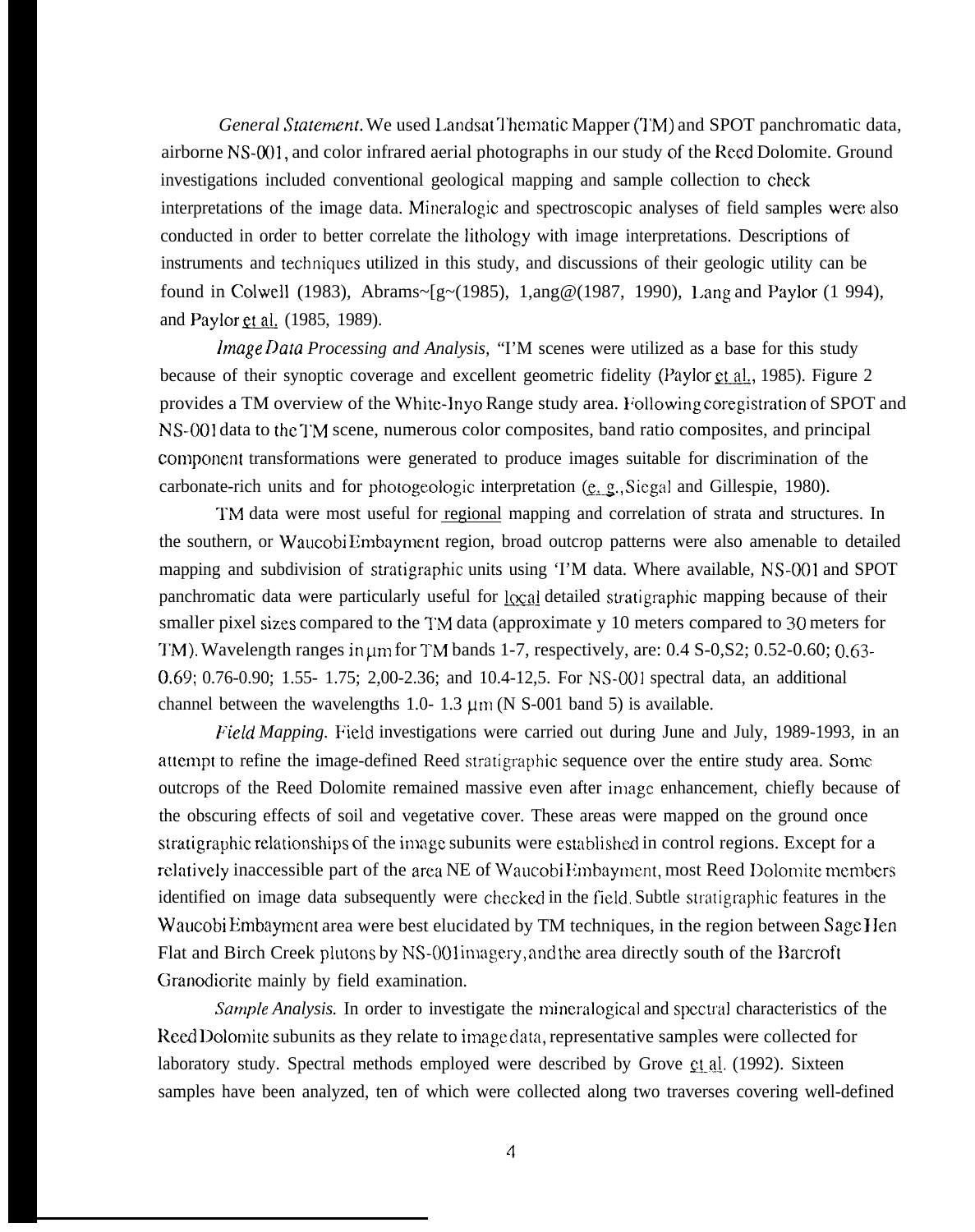*General Statement.* We used Landsat Thematic Mapper (TM) and SPOT panchromatic data, airborne NS-001, and color infrared aerial photographs in our study of the Reed Dolomite. Ground investigations included conventional geological mapping and sample collection to check interpretations of the image data. Mineralogic and spectroscopic analyses of field samples were also conducted in order to better correlate the lithology with image interpretations. Descriptions of instruments and techniques utilized in this study, and discussions of their geologic utility can be found in Colwell (1983), Abrams et al. (1985), Lang et al. (1987, 1990), Lang and Paylor (1994), and Paylor et al. (1985, 1989).

*Image Data Processing and Analysis,* TM scenes were utilized as a base for this study because of their synoptic coverage and excellent geometric fidelity (Paylor et al., 1985). Figure 2 provides a TM overview of the White-Inyo Range study area. Following coregistration of SPOT and NS-001 data to the TM scene, numerous color composites, band ratio composites, and principal component transformations were generated to produce images suitable for discrimination of the carbonate-rich units and for photogeologic interpretation (e. g., Siegal and Gillespie, 1980).

TM data were most useful for regional mapping and correlation of strata and structures. In the southern, or Waucobi Embayment region, broad outcrop patterns were also amenable to detailed mapping and subdivision of stratigraphic units using TM data. Where available, NS-001 and SPOT panchromatic data were particularly useful for local detailed stratigraphic mapping because of their smaller pixel sizes compared to the TM data (approximately 10 meters compared to 30 meters for TM). Wavelength ranges in μm for TM bands 1-7, respectively, are: 0.45-0.52; 0.52-0.60; 0.63-0.69; 0.76-0.90; 1.55- 1.75; 2.00-2.36; and 10.4-12.5. For NS-001 spectral data, an additional channel between the wavelengths 1.0- 1.3 μm (NS-001 band 5) is available.

*Field Mapping.* Field investigations were carried out during June and July, 1989-1993, in an attempt to refine the image-defined Reed stratigraphic sequence over the entire study area. Some outcrops of the Reed Dolomite remained massive even after image enhancement, chiefly because of the obscuring effects of soil and vegetative cover. These areas were mapped on the ground once stratigraphic relationships of the image subunits were established in control regions. Except for a relatively inaccessible part of the area NE of Waucobi Embayment, most Reed Dolomite members identified on image data subsequently were checked in the field. Subtle stratigraphic features in the Waucobi Embayment area were best elucidated by TM techniques, in the region between Sage Hen Flat and Birch Creek plutons by NS-001 imagery, and the area directly south of the Barcroft Granodiorite mainly by field examination.

*Sample Analysis.* In order to investigate the mineralogical and spectral characteristics of the Reed Dolomite subunits as they relate to image data, representative samples were collected for laboratory study. Spectral methods employed were described by Grove et al. (1992). Sixteen samples have been analyzed, ten of which were collected along two traverses covering well-defined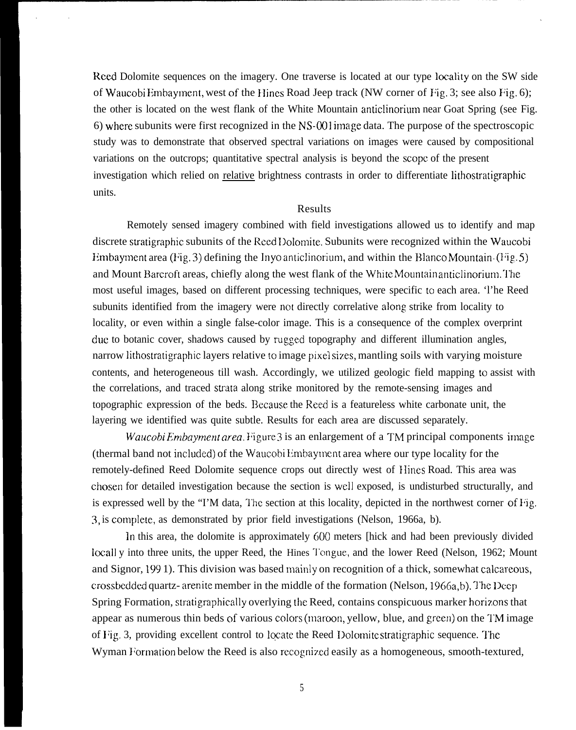Reed Dolomite sequences on the imagery. One traverse is located at our type locality on the SW side of Waucobi Embayment, west of the Hines Road Jeep track (NW corner of Fig. 3; see also Fig. 6); the other is located on the west flank of the White Mountain anticlinorium near Goat Spring (see Fig. 6) where subunits were first recognized in the NS-001 image data. The purpose of the spectroscopic study was to demonstrate that observed spectral variations on images were caused by compositional variations on the outcrops; quantitative spectral analysis is beyond the scope of the present investigation which relied on relative brightness contrasts in order to differentiate lithostratigraphic units.

## Results

Remotely sensed imagery combined with field investigations allowed us to identify and map discrete stratigraphic subunits of the Reed Dolomite. Subunits were recognized within the Waucobi Embayment area (Fig. 3) defining the Inyo anticlinorium, and within the Blanco Mountain (Fig. 5) and Mount Barcroft areas, chiefly along the west flank of the White Mountain anticlinorium. The most useful images, based on different processing techniques, were specific to each area. The Reed subunits identified from the imagery were not directly correlative along strike from locality to locality, or even within a single false-color image. This is a consequence of the complex overprint due to botanic cover, shadows caused by rugged topography and different illumination angles, narrow lithostratigraphic layers relative to image pixel sizes, mantling soils with varying moisture contents, and heterogeneous till wash. Accordingly, we utilized geologic field mapping to assist with the correlations, and traced strata along strike monitored by the remote-sensing images and topographic expression of the beds. Because the Reed is a featureless white carbonate unit, the layering we identified was quite subtle. Results for each area are discussed separately.

*Waucobi Embayment area.* Figure 3 is an enlargement of a TM principal components image (thermal band not included) of the Waucobi Embayment area where our type locality for the remotely-defined Reed Dolomite sequence crops out directly west of Hines Road. This area was chosen for detailed investigation because the section is well exposed, is undisturbed structurally, and is expressed well by the "TM data, The section at this locality, depicted in the northwest corner of Fig. 3, is complete, as demonstrated by prior field investigations (Nelson, 1966a, b).

In this area, the dolomite is approximately 600 meters [hick and had been previously divided locally into three units, the upper Reed, the Hines Tongue, and the lower Reed (Nelson, 1962; Mount and Signor, 1991). This division was based mainly on recognition of a thick, somewhat calcareous, crossbedded quartz- arenite member in the middle of the formation (Nelson, 1966a,b). The Deep Spring Formation, stratigraphically overlying the Reed, contains conspicuous marker horizons that appear as numerous thin beds of various colors (maroon, yellow, blue, and green) on the TM image of Fig. 3, providing excellent control to locate the Reed Dolomite stratigraphic sequence. The Wyman Formation below the Reed is also recognized easily as a homogeneous, smooth-textured,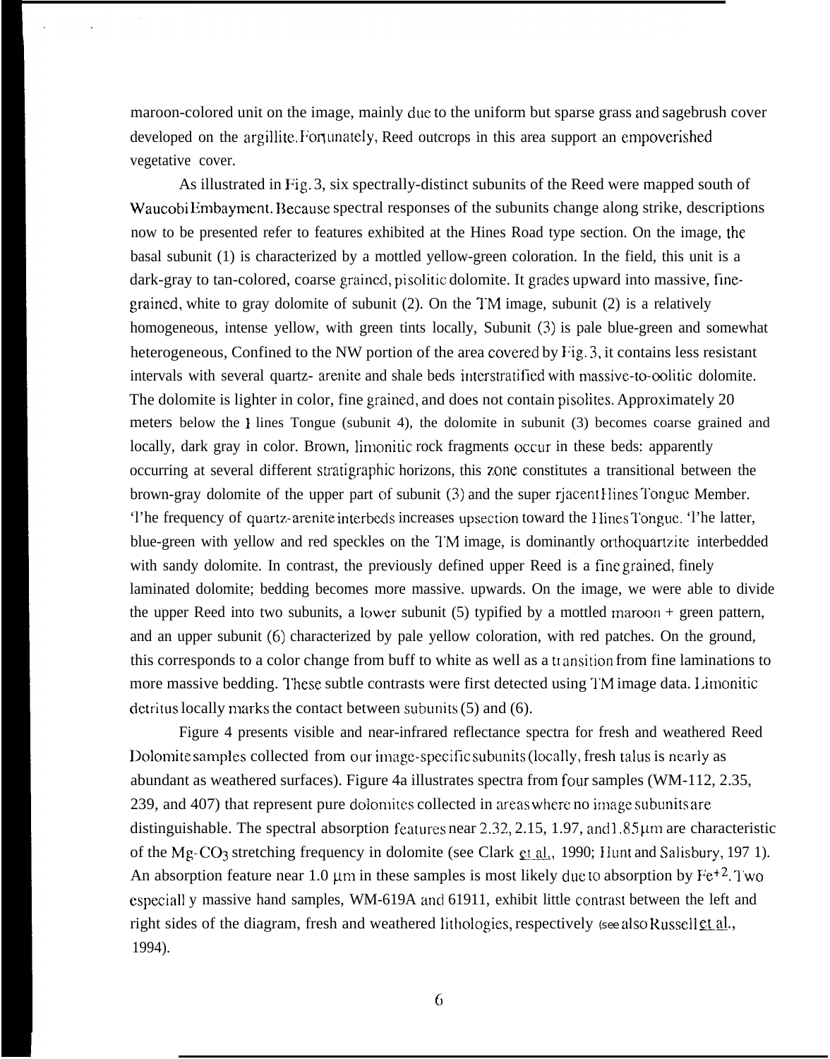maroon-colored unit on the image, mainly due to the uniform but sparse grass and sagebrush cover developed on the argillite. Fortunately, Reed outcrops in this area support an empoverished vegetative cover.

As illustrated in Fig. 3, six spectrally-distinct subunits of the Reed were mapped south of Waucobi Embayment. Because spectral responses of the subunits change along strike, descriptions now to be presented refer to features exhibited at the Hines Road type section. On the image, the basal subunit (1) is characterized by a mottled yellow-green coloration. In the field, this unit is a dark-gray to tan-colored, coarse grained, pisolitic dolomite. It grades upward into massive, fine-grained, white to gray dolomite of subunit (2). On the TM image, subunit (2) is a relatively homogeneous, intense yellow, with green tints locally, Subunit (3) is pale blue-green and somewhat heterogeneous, Confined to the NW portion of the area covered by Fig. 3, it contains less resistant intervals with several quartz- arenite and shale beds interstratified with massive-to-oolitic dolomite. The dolomite is lighter in color, fine grained, and does not contain pisolites. Approximately 20 meters below the Hines Tongue (subunit 4), the dolomite in subunit (3) becomes coarse grained and locally, dark gray in color. Brown, limonitic rock fragments occur in these beds: apparently occurring at several different stratigraphic horizons, this zone constitutes a transitional between the brown-gray dolomite of the upper part of subunit (3) and the super rjacent Hines Tongue Member. The frequency of quartz-arenite interbeds increases upsection toward the Hines Tongue. The latter, blue-green with yellow and red speckles on the TM image, is dominantly orthoquartzite interbedded with sandy dolomite. In contrast, the previously defined upper Reed is a fine grained, finely laminated dolomite; bedding becomes more massive. upwards. On the image, we were able to divide the upper Reed into two subunits, a lower subunit (5) typified by a mottled maroon + green pattern, and an upper subunit (6) characterized by pale yellow coloration, with red patches. On the ground, this corresponds to a color change from buff to white as well as a transition from fine laminations to more massive bedding. These subtle contrasts were first detected using TM image data. Limonitic detritus locally marks the contact between subunits (5) and (6).

Figure 4 presents visible and near-infrared reflectance spectra for fresh and weathered Reed Dolomite samples collected from our image-specific subunits (locally, fresh talus is nearly as abundant as weathered surfaces). Figure 4a illustrates spectra from four samples (WM-112, 2.35, 239, and 407) that represent pure dolomites collected in areas where no image subunits are distinguishable. The spectral absorption features near 2.32, 2.15, 1.97, and 1.85 µm are characteristic of the $Mg\text{-}CO_3$ stretching frequency in dolomite (see Clark et al., 1990; Hunt and Salisbury, 197 1). An absorption feature near 1.0 µm in these samples is most likely due to absorption by $Fe^{+2}$. Two especiall y massive hand samples, WM-619A and 61911, exhibit little contrast between the left and right sides of the diagram, fresh and weathered lithologies, respectively (see also Russell et al., 1994).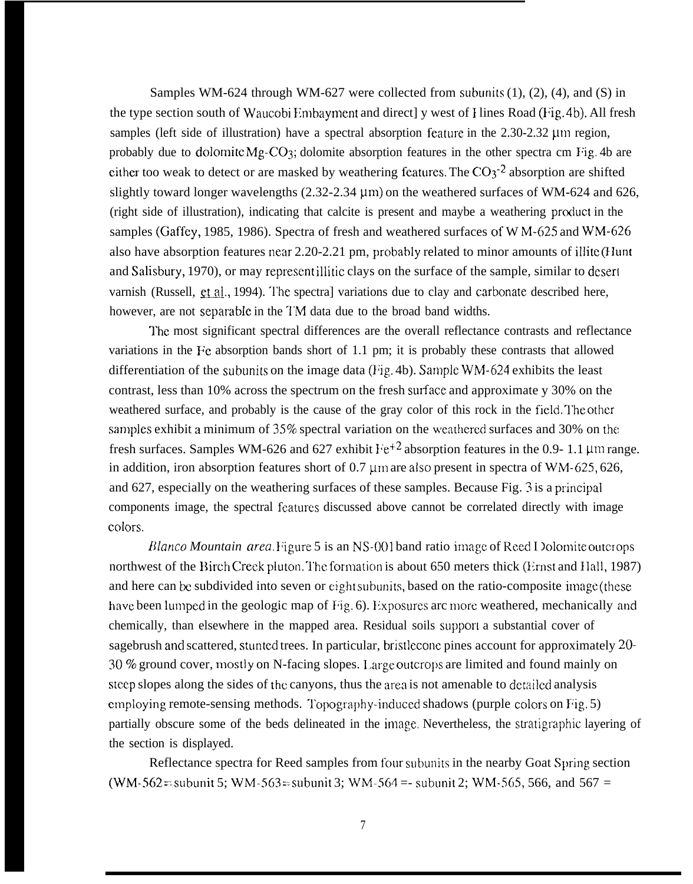Samples WM-624 through WM-627 were collected from subunits (1), (2), (4), and (S) in the type section south of Waucobi Embayment and direct] y west of I lines Road (Fig. 4b). All fresh samples (left side of illustration) have a spectral absorption feature in the 2.30-2.32 μm region, probably due to dolomite $Mg-CO_3$; dolomite absorption features in the other spectra cm Fig. 4b are either too weak to detect or are masked by weathering features. The $CO_3^{-2}$ absorption are shifted slightly toward longer wavelengths (2.32-2.34 μm) on the weathered surfaces of WM-624 and 626, (right side of illustration), indicating that calcite is present and maybe a weathering product in the samples (Gaffey, 1985, 1986). Spectra of fresh and weathered surfaces of W M-625 and WM-626 also have absorption features near 2.20-2.21 pm, probably related to minor amounts of illite (Hunt and Salisbury, 1970), or may represent illitic clays on the surface of the sample, similar to desert varnish (Russell, et al., 1994). The spectra] variations due to clay and carbonate described here, however, are not separable in the TM data due to the broad band widths.

The most significant spectral differences are the overall reflectance contrasts and reflectance variations in the Fe absorption bands short of 1.1 pm; it is probably these contrasts that allowed differentiation of the subunits on the image data (Fig. 4b). Sample WM-624 exhibits the least contrast, less than 10% across the spectrum on the fresh surface and approximate y 30% on the weathered surface, and probably is the cause of the gray color of this rock in the field. The other samples exhibit a minimum of 35% spectral variation on the weathered surfaces and 30% on the fresh surfaces. Samples WM-626 and 627 exhibit $Fe^{+2}$ absorption features in the 0.9- 1.1 μm range. in addition, iron absorption features short of 0.7 μm are also present in spectra of WM-625, 626, and 627, especially on the weathering surfaces of these samples. Because Fig. 3 is a principal components image, the spectral features discussed above cannot be correlated directly with image colors.

*Blanco Mountain area.* Figure 5 is an NS-001 band ratio image of Reed Dolomite outcrops northwest of the Birch Creek pluton. The formation is about 650 meters thick (Ernst and Hall, 1987) and here can be subdivided into seven or eight subunits, based on the ratio-composite image (these have been lumped in the geologic map of Fig. 6). Exposures arc more weathered, mechanically and chemically, than elsewhere in the mapped area. Residual soils support a substantial cover of sagebrush and scattered, stunted trees. In particular, bristlecone pines account for approximately 20-30 % ground cover, mostly on N-facing slopes. Large outcrops are limited and found mainly on steep slopes along the sides of the canyons, thus the area is not amenable to detailed analysis employing remote-sensing methods. Topography-induced shadows (purple colors on Fig. 5) partially obscure some of the beds delineated in the image. Nevertheless, the stratigraphic layering of the section is displayed.

Reflectance spectra for Reed samples from four subunits in the nearby Goat Spring section (WM-562 = subunit 5; WM-563 = subunit 3; WM-564 =- subunit 2; WM-565, 566, and 567 =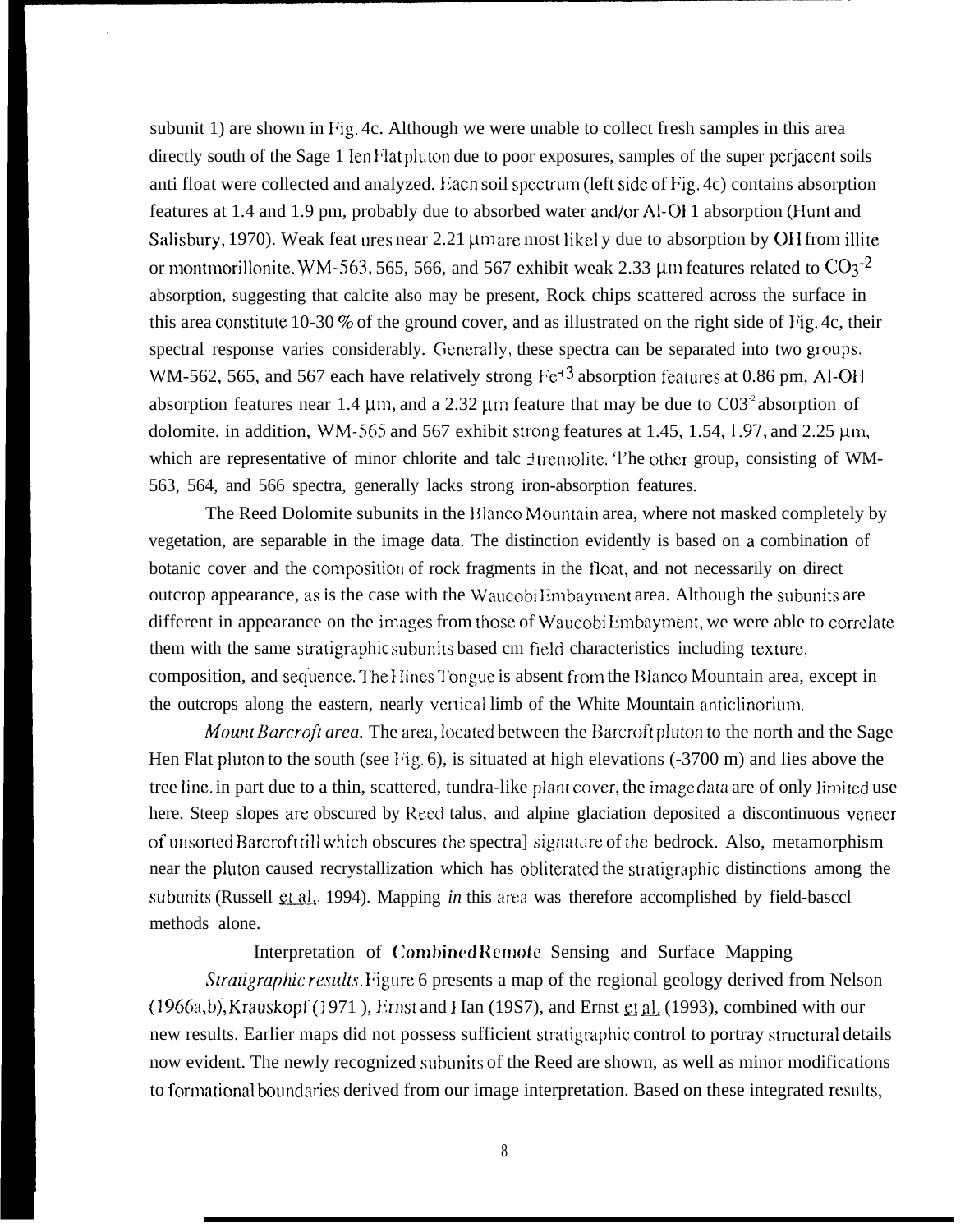subunit 1) are shown in Fig. 4c. Although we were unable to collect fresh samples in this area directly south of the Sage Hen Flat pluton due to poor exposures, samples of the superjacent soils and float were collected and analyzed. Each soil spectrum (left side of Fig. 4c) contains absorption features at 1.4 and 1.9 μm, probably due to absorbed water and/or Al-OH absorption (Hunt and Salisbury, 1970). Weak features near 2.21 μm are most likely due to absorption by OH from illite or montmorillonite. WM-563, 565, 566, and 567 exhibit weak 2.33 μm features related to $CO_3^{-2}$ absorption, suggesting that calcite also may be present, Rock chips scattered across the surface in this area constitute 10-30 % of the ground cover, and as illustrated on the right side of Fig. 4c, their spectral response varies considerably. Generally, these spectra can be separated into two groups. WM-562, 565, and 567 each have relatively strong $Fe^{+3}$ absorption features at 0.86 μm, Al-OH absorption features near 1.4 μm, and a 2.32 μm feature that may be due to $CO_3^{-2}$ absorption of dolomite. in addition, WM-565 and 567 exhibit strong features at 1.45, 1.54, 1.97, and 2.25 μm, which are representative of minor chlorite and talc ± tremolite. The other group, consisting of WM-563, 564, and 566 spectra, generally lacks strong iron-absorption features.

The Reed Dolomite subunits in the Blanco Mountain area, where not masked completely by vegetation, are separable in the image data. The distinction evidently is based on a combination of botanic cover and the composition of rock fragments in the float, and not necessarily on direct outcrop appearance, as is the case with the Waucobi Embayment area. Although the subunits are different in appearance on the images from those of Waucobi Embayment, we were able to correlate them with the same stratigraphic subunits based on field characteristics including texture, composition, and sequence. The Hines Tongue is absent from the Blanco Mountain area, except in the outcrops along the eastern, nearly vertical limb of the White Mountain anticlinorium.

*Mount Barcroft area.* The area, located between the Barcroft pluton to the north and the Sage Hen Flat pluton to the south (see Fig. 6), is situated at high elevations (-3700 m) and lies above the tree line. in part due to a thin, scattered, tundra-like plant cover, the image data are of only limited use here. Steep slopes are obscured by Reed talus, and alpine glaciation deposited a discontinuous veneer of unsorted Barcroft till which obscures the spectral signature of the bedrock. Also, metamorphism near the pluton caused recrystallization which has obliterated the stratigraphic distinctions among the subunits (Russell et al., 1994). Mapping in this area was therefore accomplished by field-based methods alone.

## Interpretation of Combined Remote Sensing and Surface Mapping

*Stratigraphic results.* Figure 6 presents a map of the regional geology derived from Nelson (1966a,b), Krauskopf (1971), Ernst and Hall (1987), and Ernst et al. (1993), combined with our new results. Earlier maps did not possess sufficient stratigraphic control to portray structural details now evident. The newly recognized subunits of the Reed are shown, as well as minor modifications to formational boundaries derived from our image interpretation. Based on these integrated results,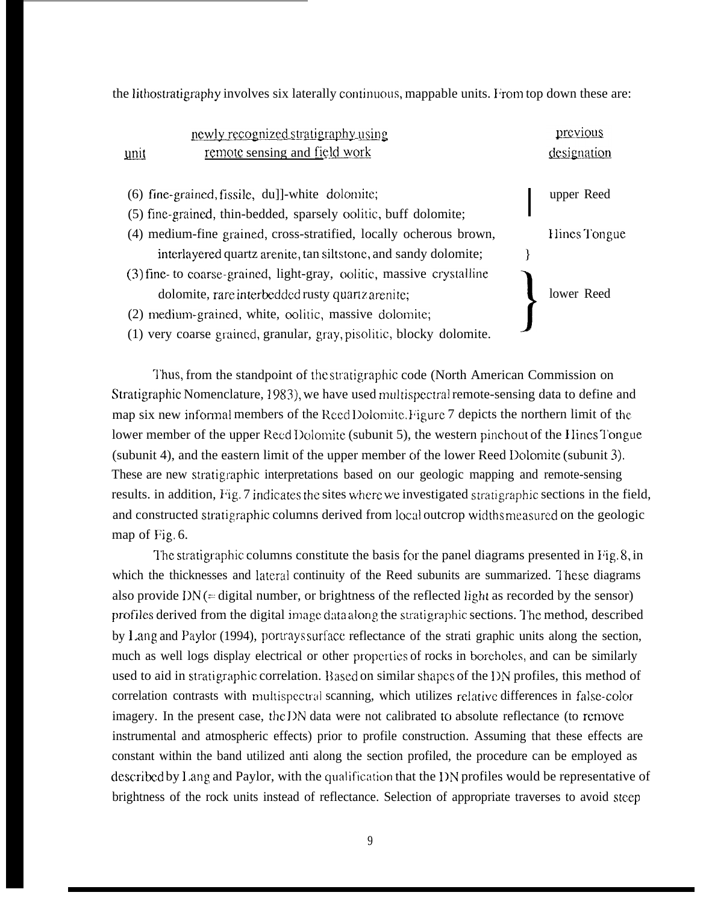the lithostratigraphy involves six laterally continuous, mappable units. From top down these are:

| unit | newly recognized stratigraphy using remote sensing and field work | previous designation |
|---|---|---|
| (6) | fine-grained, fissile, dull-white dolomite; | upper Reed |
| (5) | fine-grained, thin-bedded, sparsely oolitic, buff dolomite; | |
| (4) | medium-fine grained, cross-stratified, locally ocherous brown, interlayered quartz arenite, tan siltstone, and sandy dolomite; | Hines Tongue |
| (3) | fine- to coarse-grained, light-gray, oolitic, massive crystalline dolomite, rare interbedded rusty quartz arenite; | lower Reed |
| (2) | medium-grained, white, oolitic, massive dolomite; | |
| (1) | very coarse grained, granular, gray, pisolitic, blocky dolomite. | |

Thus, from the standpoint of the stratigraphic code (North American Commission on Stratigraphic Nomenclature, 1983), we have used multispectral remote-sensing data to define and map six new informal members of the Reed Dolomite. Figure 7 depicts the northern limit of the lower member of the upper Reed Dolomite (subunit 5), the western pinchout of the Hines Tongue (subunit 4), and the eastern limit of the upper member of the lower Reed Dolomite (subunit 3). These are new stratigraphic interpretations based on our geologic mapping and remote-sensing results. in addition, Fig. 7 indicates the sites where we investigated stratigraphic sections in the field, and constructed stratigraphic columns derived from local outcrop widths measured on the geologic map of Fig. 6.

The stratigraphic columns constitute the basis for the panel diagrams presented in Fig. 8, in which the thicknesses and lateral continuity of the Reed subunits are summarized. These diagrams also provide DN (= digital number, or brightness of the reflected light as recorded by the sensor) profiles derived from the digital image data along the stratigraphic sections. The method, described by Lang and Paylor (1994), portrays surface reflectance of the strati graphic units along the section, much as well logs display electrical or other properties of rocks in boreholes, and can be similarly used to aid in stratigraphic correlation. Based on similar shapes of the DN profiles, this method of correlation contrasts with multispectral scanning, which utilizes relative differences in false-color imagery. In the present case, the DN data were not calibrated to absolute reflectance (to remove instrumental and atmospheric effects) prior to profile construction. Assuming that these effects are constant within the band utilized anti along the section profiled, the procedure can be employed as described by Lang and Paylor, with the qualification that the DN profiles would be representative of brightness of the rock units instead of reflectance. Selection of appropriate traverses to avoid steep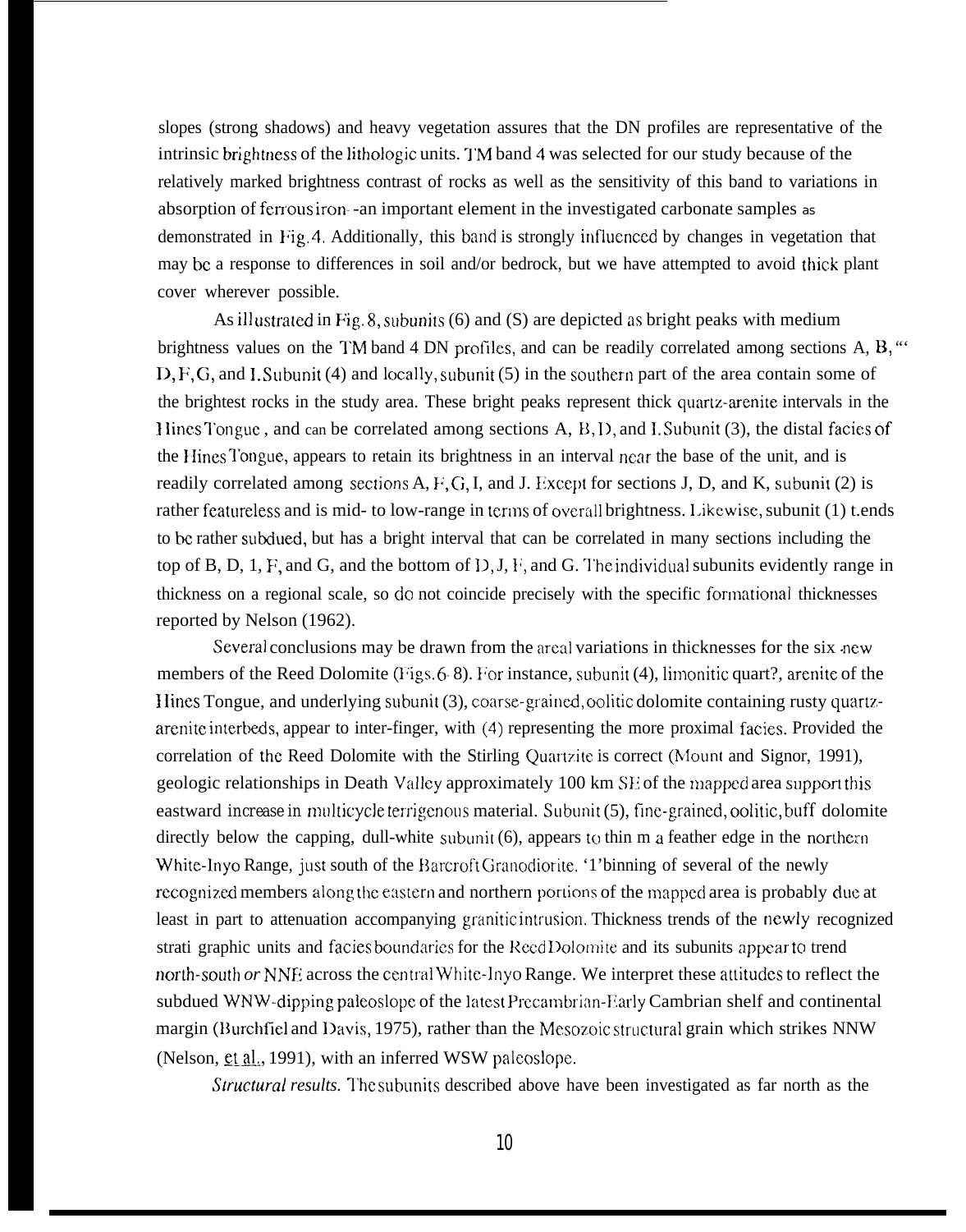slopes (strong shadows) and heavy vegetation assures that the DN profiles are representative of the intrinsic brightness of the lithologic units. TM band 4 was selected for our study because of the relatively marked brightness contrast of rocks as well as the sensitivity of this band to variations in absorption of ferrous iron--an important element in the investigated carbonate samples as demonstrated in Fig. 4. Additionally, this band is strongly influenced by changes in vegetation that may be a response to differences in soil and/or bedrock, but we have attempted to avoid thick plant cover wherever possible.

As illustrated in Fig. 8, subunits (6) and (S) are depicted as bright peaks with medium brightness values on the TM band 4 DN profiles, and can be readily correlated among sections A, B, "' D, F, G, and I. Subunit (4) and locally, subunit (5) in the southern part of the area contain some of the brightest rocks in the study area. These bright peaks represent thick quartz-arenite intervals in the Hines Tongue, and can be correlated among sections A, B, D, and I. Subunit (3), the distal facies of the Hines Tongue, appears to retain its brightness in an interval near the base of the unit, and is readily correlated among sections A, F, G, I, and J. Except for sections J, D, and K, subunit (2) is rather featureless and is mid- to low-range in terms of overall brightness. Likewise, subunit (1) t.ends to be rather subdued, but has a bright interval that can be correlated in many sections including the top of B, D, 1, F, and G, and the bottom of D, J, F, and G. The individual subunits evidently range in thickness on a regional scale, so do not coincide precisely with the specific formational thicknesses reported by Nelson (1962).

Several conclusions may be drawn from the areal variations in thicknesses for the six new members of the Reed Dolomite (Figs. 6-8). For instance, subunit (4), limonitic quart?, arenite of the Hines Tongue, and underlying subunit (3), coarse-grained, oolitic dolomite containing rusty quartz-arenite interbeds, appear to inter-finger, with (4) representing the more proximal facies. Provided the correlation of the Reed Dolomite with the Stirling Quartzite is correct (Mount and Signor, 1991), geologic relationships in Death Valley approximately 100 km SE of the mapped area support this eastward increase in multicycle terrigenous material. Subunit (5), fine-grained, oolitic, buff dolomite directly below the capping, dull-white subunit (6), appears to thin m a feather edge in the northern White-Inyo Range, just south of the Barcroft Granodiorite. '1'binning of several of the newly recognized members along the eastern and northern portions of the mapped area is probably due at least in part to attenuation accompanying granitic intrusion. Thickness trends of the newly recognized strati graphic units and facies boundaries for the Reed Dolomite and its subunits appear to trend north-south *or* NNE across the central White-Inyo Range. We interpret these attitudes to reflect the subdued WNW-dipping paleoslope of the latest Precambrian-Early Cambrian shelf and continental margin (Burchfiel and Davis, 1975), rather than the Mesozoic structural grain which strikes NNW (Nelson, et al., 1991), with an inferred WSW paleoslope.

*Structural results.* The subunits described above have been investigated as far north as the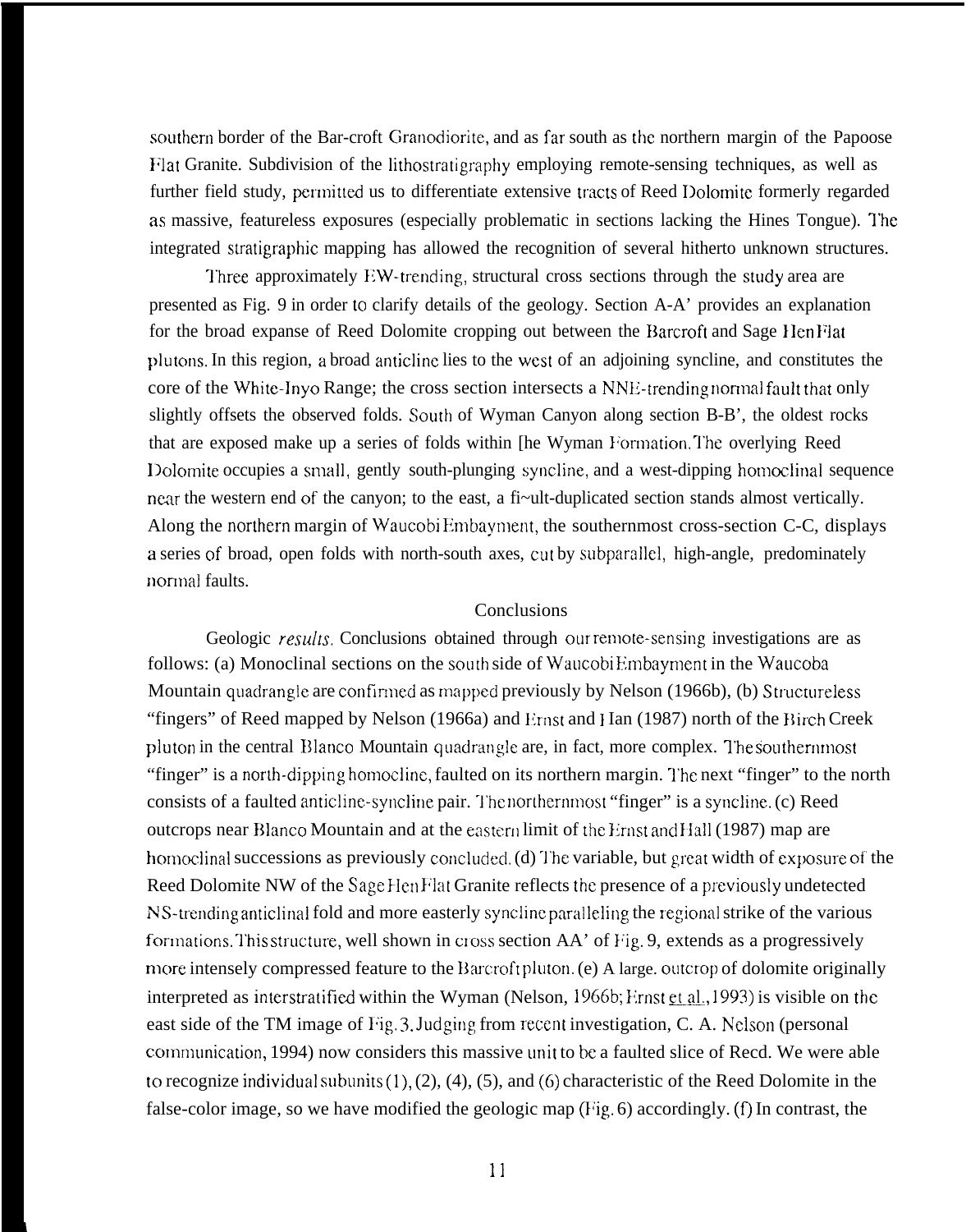southern border of the Bar-croft Granodiorite, and as far south as the northern margin of the Papoose Flat Granite. Subdivision of the lithostratigraphy employing remote-sensing techniques, as well as further field study, permitted us to differentiate extensive tracts of Reed Dolomite formerly regarded as massive, featureless exposures (especially problematic in sections lacking the Hines Tongue). The integrated stratigraphic mapping has allowed the recognition of several hitherto unknown structures.

Three approximately EW-trending, structural cross sections through the study area are presented as Fig. 9 in order to clarify details of the geology. Section A-A' provides an explanation for the broad expanse of Reed Dolomite cropping out between the Barcroft and Sage Hen Flat plutons. In this region, a broad anticline lies to the west of an adjoining syncline, and constitutes the core of the White-Inyo Range; the cross section intersects a NNE-trending normal fault that only slightly offsets the observed folds. South of Wyman Canyon along section B-B', the oldest rocks that are exposed make up a series of folds within [he Wyman Formation. The overlying Reed Dolomite occupies a small, gently south-plunging syncline, and a west-dipping homoclinal sequence near the western end of the canyon; to the east, a fi~ult-duplicated section stands almost vertically. Along the northern margin of Waucobi Embayment, the southernmost cross-section C-C, displays a series of broad, open folds with north-south axes, cut by subparallel, high-angle, predominately normal faults.

## Conclusions

Geologic *results*. Conclusions obtained through our remote-sensing investigations are as follows: (a) Monoclinal sections on the south side of Waucobi Embayment in the Waucoba Mountain quadrangle are confirmed as mapped previously by Nelson (1966b), (b) Structureless "fingers" of Reed mapped by Nelson (1966a) and Ernst and Ian (1987) north of the Birch Creek pluton in the central Blanco Mountain quadrangle are, in fact, more complex. The southernmost "finger" is a north-dipping homocline, faulted on its northern margin. The next "finger" to the north consists of a faulted anticline-syncline pair. The northernmost "finger" is a syncline. (c) Reed outcrops near Blanco Mountain and at the eastern limit of the Ernst and Hall (1987) map are homoclinal successions as previously concluded. (d) The variable, but great width of exposure of the Reed Dolomite NW of the Sage Hen Flat Granite reflects the presence of a previously undetected NS-trending anticlinal fold and more easterly syncline paralleling the regional strike of the various formations. This structure, well shown in cross section AA' of Fig. 9, extends as a progressively more intensely compressed feature to the Barcroft pluton. (e) A large. outcrop of dolomite originally interpreted as interstratified within the Wyman (Nelson, 1966b; Ernst et al., 1993) is visible on the east side of the TM image of Fig. 3. Judging from recent investigation, C. A. Nelson (personal communication, 1994) now considers this massive unit to be a faulted slice of Reed. We were able to recognize individual subunits (1), (2), (4), (5), and (6) characteristic of the Reed Dolomite in the false-color image, so we have modified the geologic map (Fig. 6) accordingly. (f) In contrast, the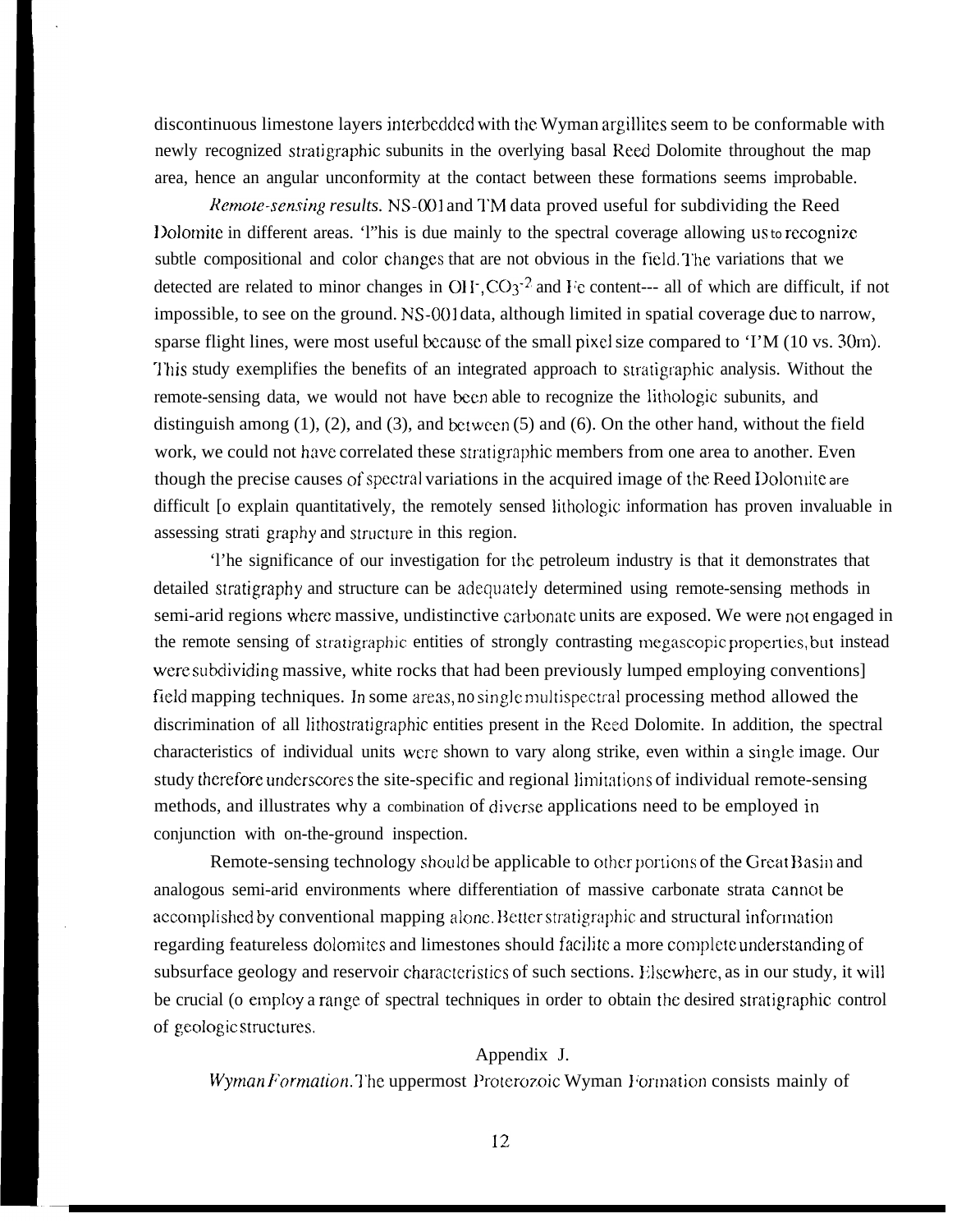discontinuous limestone layers interbedded with the Wyman argillites seem to be conformable with newly recognized stratigraphic subunits in the overlying basal Reed Dolomite throughout the map area, hence an angular unconformity at the contact between these formations seems improbable.

*Remote-sensing results.* NS-001 and TM data proved useful for subdividing the Reed Dolomite in different areas. This is due mainly to the spectral coverage allowing us to recognize subtle compositional and color changes that are not obvious in the field. The variations that we detected are related to minor changes in $OH^-$, $CO_3^{-2}$ and Fe content--- all of which are difficult, if not impossible, to see on the ground. NS-001 data, although limited in spatial coverage due to narrow, sparse flight lines, were most useful because of the small pixel size compared to TM (10 vs. 30m). This study exemplifies the benefits of an integrated approach to stratigraphic analysis. Without the remote-sensing data, we would not have been able to recognize the lithologic subunits, and distinguish among (1), (2), and (3), and between (5) and (6). On the other hand, without the field work, we could not have correlated these stratigraphic members from one area to another. Even though the precise causes of spectral variations in the acquired image of the Reed Dolomite are difficult to explain quantitatively, the remotely sensed lithologic information has proven invaluable in assessing stratigraphy and structure in this region.

The significance of our investigation for the petroleum industry is that it demonstrates that detailed stratigraphy and structure can be adequately determined using remote-sensing methods in semi-arid regions where massive, undistinctive carbonate units are exposed. We were not engaged in the remote sensing of stratigraphic entities of strongly contrasting megascopic properties, but instead were subdividing massive, white rocks that had been previously lumped employing conventional field mapping techniques. In some areas, no single multispectral processing method allowed the discrimination of all lithostratigraphic entities present in the Reed Dolomite. In addition, the spectral characteristics of individual units were shown to vary along strike, even within a single image. Our study therefore underscores the site-specific and regional limitations of individual remote-sensing methods, and illustrates why a combination of diverse applications need to be employed in conjunction with on-the-ground inspection.

Remote-sensing technology should be applicable to other portions of the Great Basin and analogous semi-arid environments where differentiation of massive carbonate strata cannot be accomplished by conventional mapping alone. Better stratigraphic and structural information regarding featureless dolomites and limestones should facilite a more complete understanding of subsurface geology and reservoir characteristics of such sections. Elsewhere, as in our study, it will be crucial to employ a range of spectral techniques in order to obtain the desired stratigraphic control of geologic structures.

## Appendix J.

*Wyman Formation.* The uppermost Proterozoic Wyman Formation consists mainly of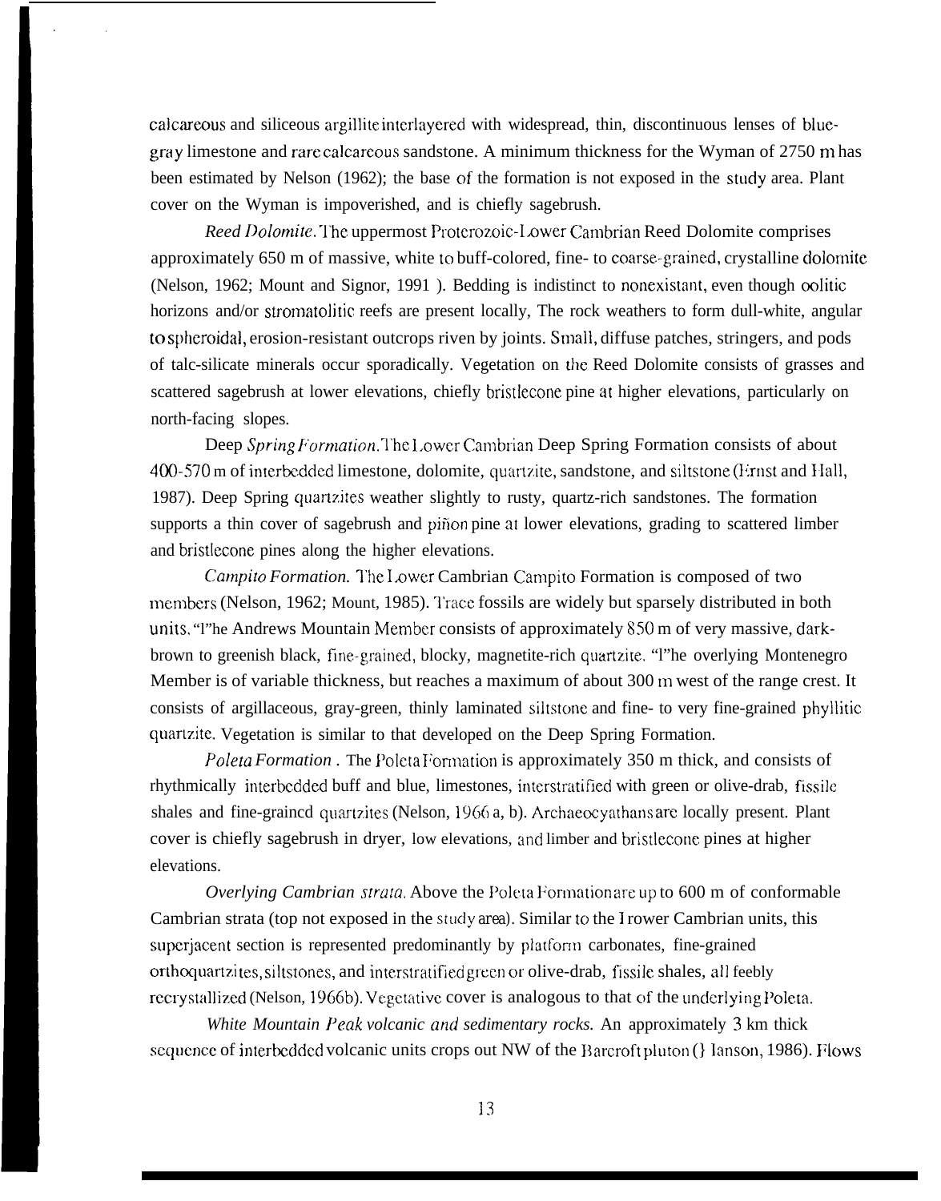calcareous and siliceous argillite interlayered with widespread, thin, discontinuous lenses of blue-gray limestone and rare calcareous sandstone. A minimum thickness for the Wyman of 2750 m has been estimated by Nelson (1962); the base of the formation is not exposed in the study area. Plant cover on the Wyman is impoverished, and is chiefly sagebrush.

*Reed Dolomite*. The uppermost Proterozoic-Lower Cambrian Reed Dolomite comprises approximately 650 m of massive, white to buff-colored, fine- to coarse-grained, crystalline dolomite (Nelson, 1962; Mount and Signor, 1991 ). Bedding is indistinct to nonexistant, even though oolitic horizons and/or stromatolitic reefs are present locally, The rock weathers to form dull-white, angular to spheroidal, erosion-resistant outcrops riven by joints. Small, diffuse patches, stringers, and pods of talc-silicate minerals occur sporadically. Vegetation on the Reed Dolomite consists of grasses and scattered sagebrush at lower elevations, chiefly bristlecone pine at higher elevations, particularly on north-facing slopes.

Deep *Spring Formation*. The Lower Cambrian Deep Spring Formation consists of about 400-570 m of interbedded limestone, dolomite, quartzite, sandstone, and siltstone (Ernst and Hall, 1987). Deep Spring quartzites weather slightly to rusty, quartz-rich sandstones. The formation supports a thin cover of sagebrush and piñon pine at lower elevations, grading to scattered limber and bristlecone pines along the higher elevations.

*Campito Formation.* The Lower Cambrian Campito Formation is composed of two members (Nelson, 1962; Mount, 1985). Trace fossils are widely but sparsely distributed in both units. The Andrews Mountain Member consists of approximately 850 m of very massive, dark-brown to greenish black, fine-grained, blocky, magnetite-rich quartzite. The overlying Montenegro Member is of variable thickness, but reaches a maximum of about 300 m west of the range crest. It consists of argillaceous, gray-green, thinly laminated siltstone and fine- to very fine-grained phyllitic quartzite. Vegetation is similar to that developed on the Deep Spring Formation.

*Poleta Formation* . The Poleta Formation is approximately 350 m thick, and consists of rhythmically interbedded buff and blue, limestones, interstratified with green or olive-drab, fissile shales and fine-grained quartzites (Nelson, 1966 a, b). Archaeocyathans are locally present. Plant cover is chiefly sagebrush in dryer, low elevations, and limber and bristlecone pines at higher elevations.

*Overlying Cambrian strata.* Above the Poleta Formation are up to 600 m of conformable Cambrian strata (top not exposed in the study area). Similar to the Lower Cambrian units, this superjacent section is represented predominantly by platform carbonates, fine-grained orthoquartzites, siltstones, and interstratified green or olive-drab, fissile shales, all feebly recrystallized (Nelson, 1966b). Vegetative cover is analogous to that of the underlying Poleta.

*White Mountain Peak volcanic and sedimentary rocks.* An approximately 3 km thick sequence of interbedded volcanic units crops out NW of the Barcroft pluton (Hanson, 1986). Flows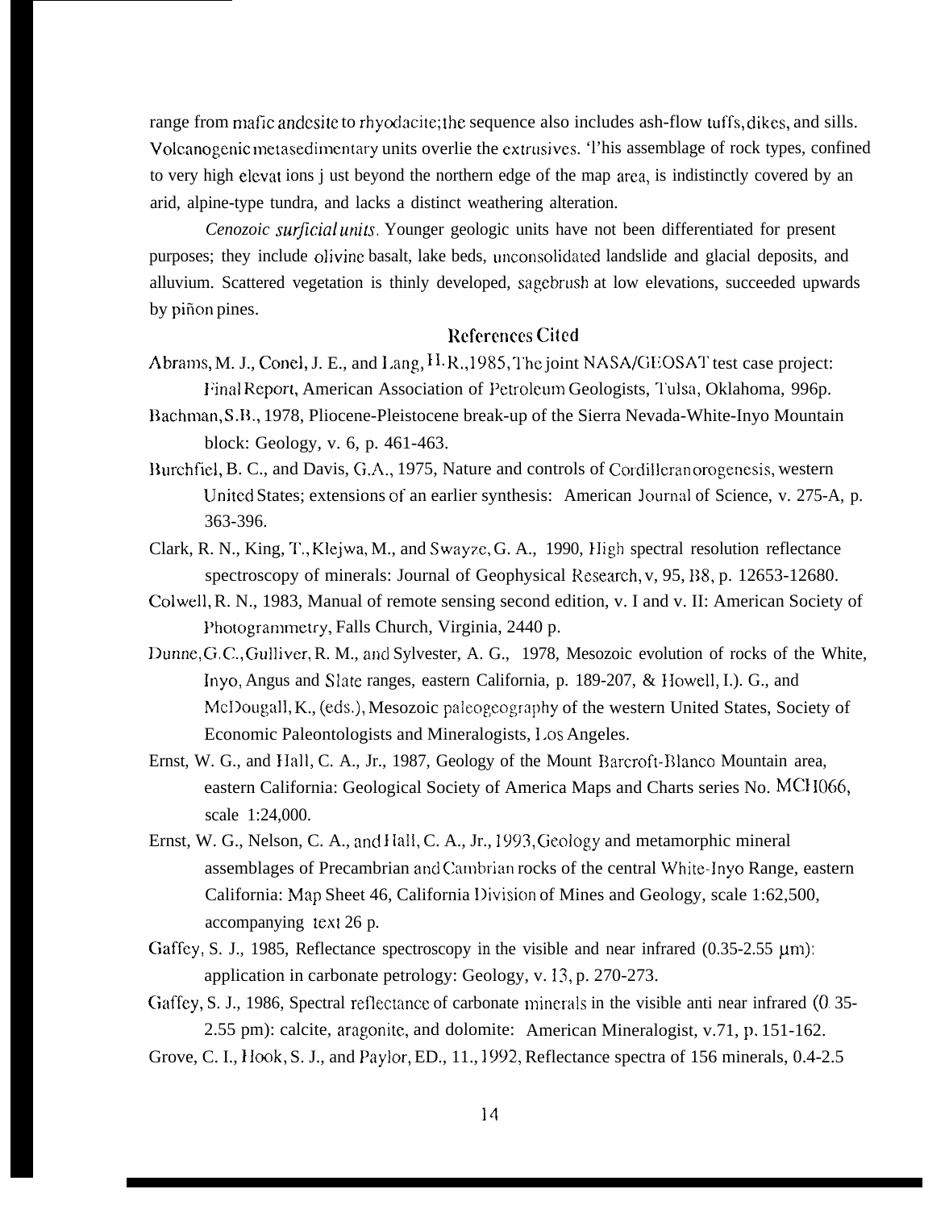range from mafic andesite to rhyodacite; the sequence also includes ash-flow tuffs, dikes, and sills. Volcanogenic metasedimentary units overlie the extrusives. This assemblage of rock types, confined to very high elevations just beyond the northern edge of the map area, is indistinctly covered by an arid, alpine-type tundra, and lacks a distinct weathering alteration.

*Cenozoic surficial units*. Younger geologic units have not been differentiated for present purposes; they include olivine basalt, lake beds, unconsolidated landslide and glacial deposits, and alluvium. Scattered vegetation is thinly developed, sagebrush at low elevations, succeeded upwards by piñon pines.

## References Cited

Abrams, M. J., Conel, J. E., and Lang, H. R., 1985, The joint NASA/GEOSAT test case project: Final Report, American Association of Petroleum Geologists, Tulsa, Oklahoma, 996p.

Bachman, S. B., 1978, Pliocene-Pleistocene break-up of the Sierra Nevada-White-Inyo Mountain block: Geology, v. 6, p. 461-463.

Burchfiel, B. C., and Davis, G. A., 1975, Nature and controls of Cordilleran orogenesis, western United States; extensions of an earlier synthesis: American Journal of Science, v. 275-A, p. 363-396.

Clark, R. N., King, T., Klejwa, M., and Swayze, G. A., 1990, High spectral resolution reflectance spectroscopy of minerals: Journal of Geophysical Research, v, 95, B8, p. 12653-12680.

Colwell, R. N., 1983, Manual of remote sensing second edition, v. I and v. II: American Society of Photogrammetry, Falls Church, Virginia, 2440 p.

Dunne, G. C., Gulliver, R. M., and Sylvester, A. G., 1978, Mesozoic evolution of rocks of the White, Inyo, Angus and Slate ranges, eastern California, p. 189-207, & Howell, D. G., and McDougall, K., (eds.), Mesozoic paleogeography of the western United States, Society of Economic Paleontologists and Mineralogists, Los Angeles.

Ernst, W. G., and Hall, C. A., Jr., 1987, Geology of the Mount Barcroft-Blanco Mountain area, eastern California: Geological Society of America Maps and Charts series No. MCH066, scale 1:24,000.

Ernst, W. G., Nelson, C. A., and Hall, C. A., Jr., 1993, Geology and metamorphic mineral assemblages of Precambrian and Cambrian rocks of the central White-Inyo Range, eastern California: Map Sheet 46, California Division of Mines and Geology, scale 1:62,500, accompanying text 26 p.

Gaffey, S. J., 1985, Reflectance spectroscopy in the visible and near infrared (0.35-2.55 μm): application in carbonate petrology: Geology, v. 13, p. 270-273.

Gaffey, S. J., 1986, Spectral reflectance of carbonate minerals in the visible anti near infrared (0.35-2.55 pm): calcite, aragonite, and dolomite: American Mineralogist, v.71, p. 151-162.

Grove, C. I., Hook, S. J., and Paylor, ED., 11., 1992, Reflectance spectra of 156 minerals, 0.4-2.5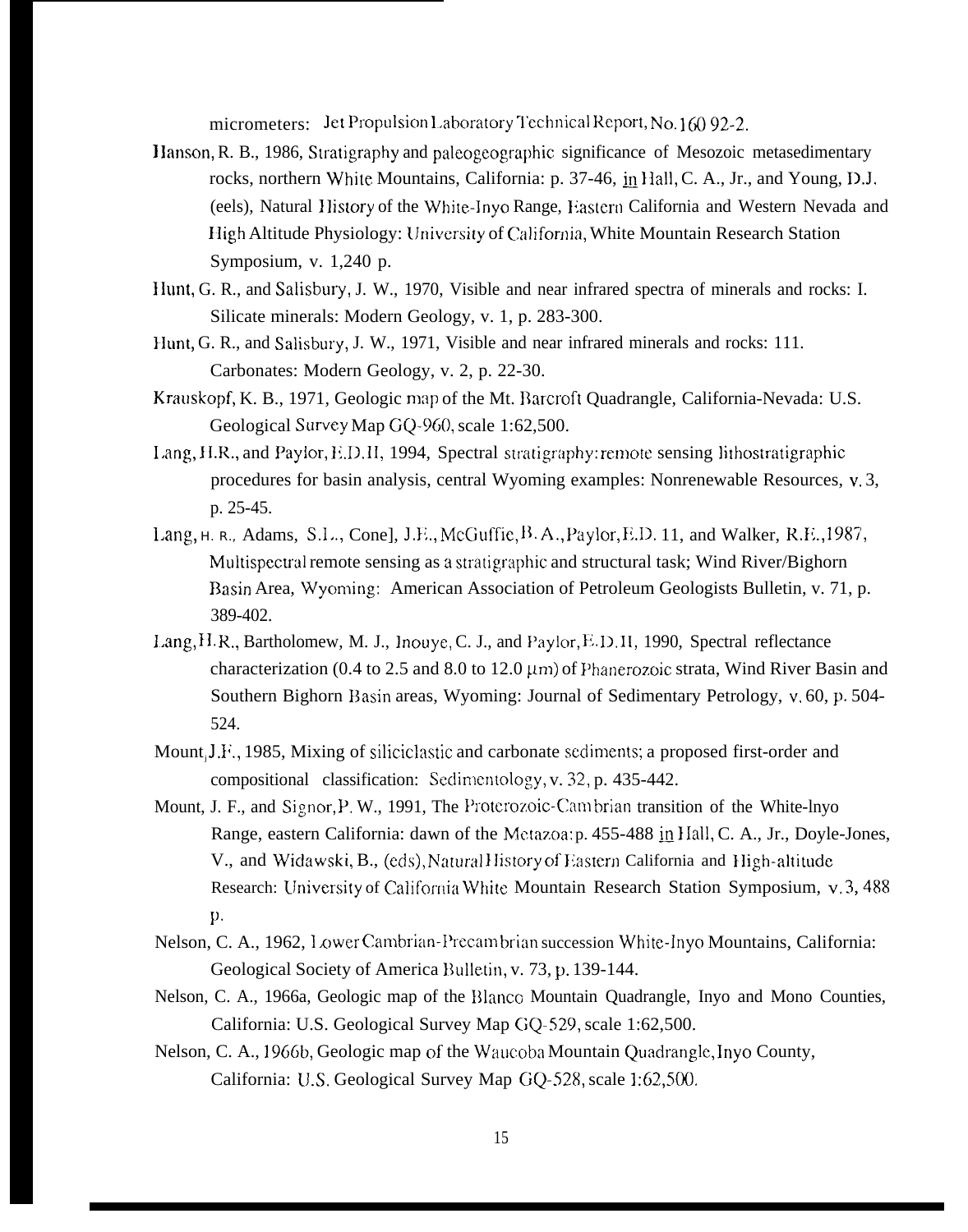micrometers: Jet Propulsion Laboratory Technical Report, No. 160 92-2.

Hanson, R. B., 1986, Stratigraphy and paleogeographic significance of Mesozoic metasedimentary rocks, northern White Mountains, California: p. 37-46, in Hall, C. A., Jr., and Young, D.J. (eels), Natural History of the White-Inyo Range, Eastern California and Western Nevada and High Altitude Physiology: University of California, White Mountain Research Station Symposium, v. 1,240 p.

Hunt, G. R., and Salisbury, J. W., 1970, Visible and near infrared spectra of minerals and rocks: I. Silicate minerals: Modern Geology, v. 1, p. 283-300.

Hunt, G. R., and Salisbury, J. W., 1971, Visible and near infrared minerals and rocks: 111. Carbonates: Modern Geology, v. 2, p. 22-30.

Krauskopf, K. B., 1971, Geologic map of the Mt. Barcroft Quadrangle, California-Nevada: U.S. Geological Survey Map GQ-960, scale 1:62,500.

Lang, H.R., and Paylor, E.D.II, 1994, Spectral stratigraphy: remote sensing lithostratigraphic procedures for basin analysis, central Wyoming examples: Nonrenewable Resources, v. 3, p. 25-45.

Lang, H. R., Adams, S.L., Cone], J.E., McGuffie, B. A., Paylor, E.D. 11, and Walker, R.E., 1987, Multispectral remote sensing as a stratigraphic and structural task; Wind River/Bighorn Basin Area, Wyoming: American Association of Petroleum Geologists Bulletin, v. 71, p. 389-402.

Lang, H.R., Bartholomew, M. J., Inouye, C. J., and Paylor, E.D.II, 1990, Spectral reflectance characterization (0.4 to 2.5 and 8.0 to 12.0 μm) of Phanerozoic strata, Wind River Basin and Southern Bighorn Basin areas, Wyoming: Journal of Sedimentary Petrology, v. 60, p. 504-524.

Mount, J.F., 1985, Mixing of siliciclastic and carbonate sediments; a proposed first-order and compositional classification: Sedimentology, v. 32, p. 435-442.

Mount, J. F., and Signor, P. W., 1991, The Proterozoic-Cambrian transition of the White-lnyo Range, eastern California: dawn of the Metazoa: p. 455-488 in Hall, C. A., Jr., Doyle-Jones, V., and Widawski, B., (eds), Natural History of Eastern California and High-altitude Research: University of California White Mountain Research Station Symposium, v. 3, 488 p.

Nelson, C. A., 1962, Lower Cambrian-Precambrian succession White-Inyo Mountains, California: Geological Society of America Bulletin, v. 73, p. 139-144.

Nelson, C. A., 1966a, Geologic map of the Blanco Mountain Quadrangle, Inyo and Mono Counties, California: U.S. Geological Survey Map GQ-529, scale 1:62,500.

Nelson, C. A., 1966b, Geologic map of the Waucoba Mountain Quadrangle, Inyo County, California: U.S. Geological Survey Map GQ-528, scale 1:62,500.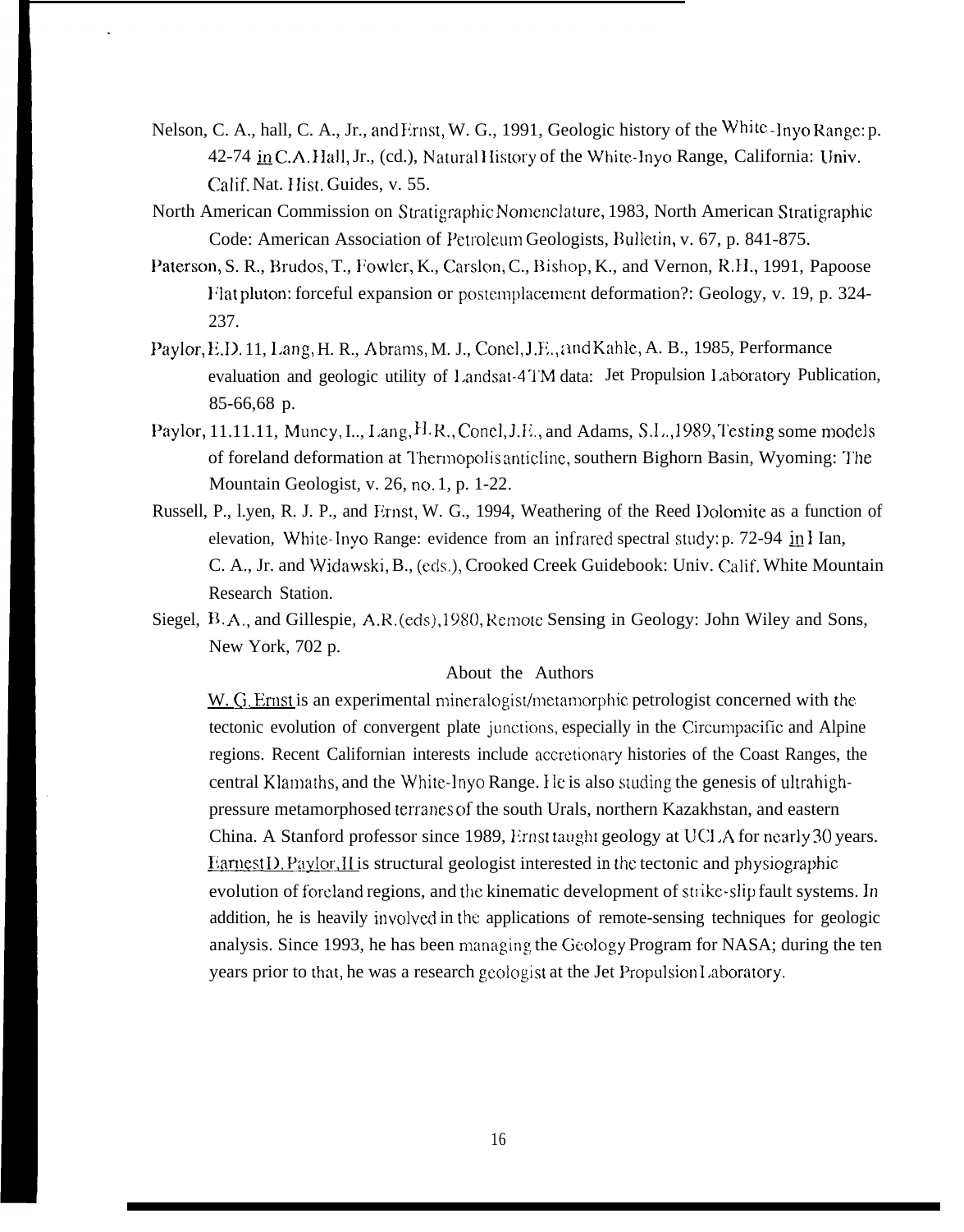Nelson, C. A., hall, C. A., Jr., and Ernst, W. G., 1991, Geologic history of the White-Inyo Range: p. 42-74 in C.A. Hall, Jr., (cd.), Natural History of the White-Inyo Range, California: Univ. Calif. Nat. Hist. Guides, v. 55.

North American Commission on Stratigraphic Nomenclature, 1983, North American Stratigraphic Code: American Association of Petroleum Geologists, Bulletin, v. 67, p. 841-875.

Paterson, S. R., Brudos, T., Fowler, K., Carslon, C., Bishop, K., and Vernon, R.H., 1991, Papoose Flat pluton: forceful expansion or postemplacement deformation?: Geology, v. 19, p. 324-237.

Paylor, E.D. 11, Lang, H. R., Abrams, M. J., Conel, J.E., and Kahle, A. B., 1985, Performance evaluation and geologic utility of Landsat-4 TM data: Jet Propulsion Laboratory Publication, 85-66, 68 p.

Paylor, 11.11.11, Muncy, I.., Lang, H.R., Conel, J.E., and Adams, S.L., 1989, Testing some models of foreland deformation at Thermopolis anticline, southern Bighorn Basin, Wyoming: The Mountain Geologist, v. 26, no. 1, p. 1-22.

Russell, P., Lyen, R. J. P., and Ernst, W. G., 1994, Weathering of the Reed Dolomite as a function of elevation, White-Inyo Range: evidence from an infrared spectral study: p. 72-94 in Hall, C. A., Jr. and Widawski, B., (eds.), Crooked Creek Guidebook: Univ. Calif. White Mountain Research Station.

Siegel, B. A., and Gillespie, A.R. (eds), 1980, Remote Sensing in Geology: John Wiley and Sons, New York, 702 p.

## About the Authors

W. G. Ernst is an experimental mineralogist/metamorphic petrologist concerned with the tectonic evolution of convergent plate junctions, especially in the Circumpacific and Alpine regions. Recent Californian interests include accretionary histories of the Coast Ranges, the central Klamaths, and the White-Inyo Range. He is also studing the genesis of ultrahigh-pressure metamorphosed terranes of the south Urals, northern Kazakhstan, and eastern China. A Stanford professor since 1989, Ernst taught geology at UCLA for nearly 30 years.

Earnest D. Paylor, II is structural geologist interested in the tectonic and physiographic evolution of foreland regions, and the kinematic development of strike-slip fault systems. In addition, he is heavily involved in the applications of remote-sensing techniques for geologic analysis. Since 1993, he has been managing the Geology Program for NASA; during the ten years prior to that, he was a research geologist at the Jet Propulsion Laboratory.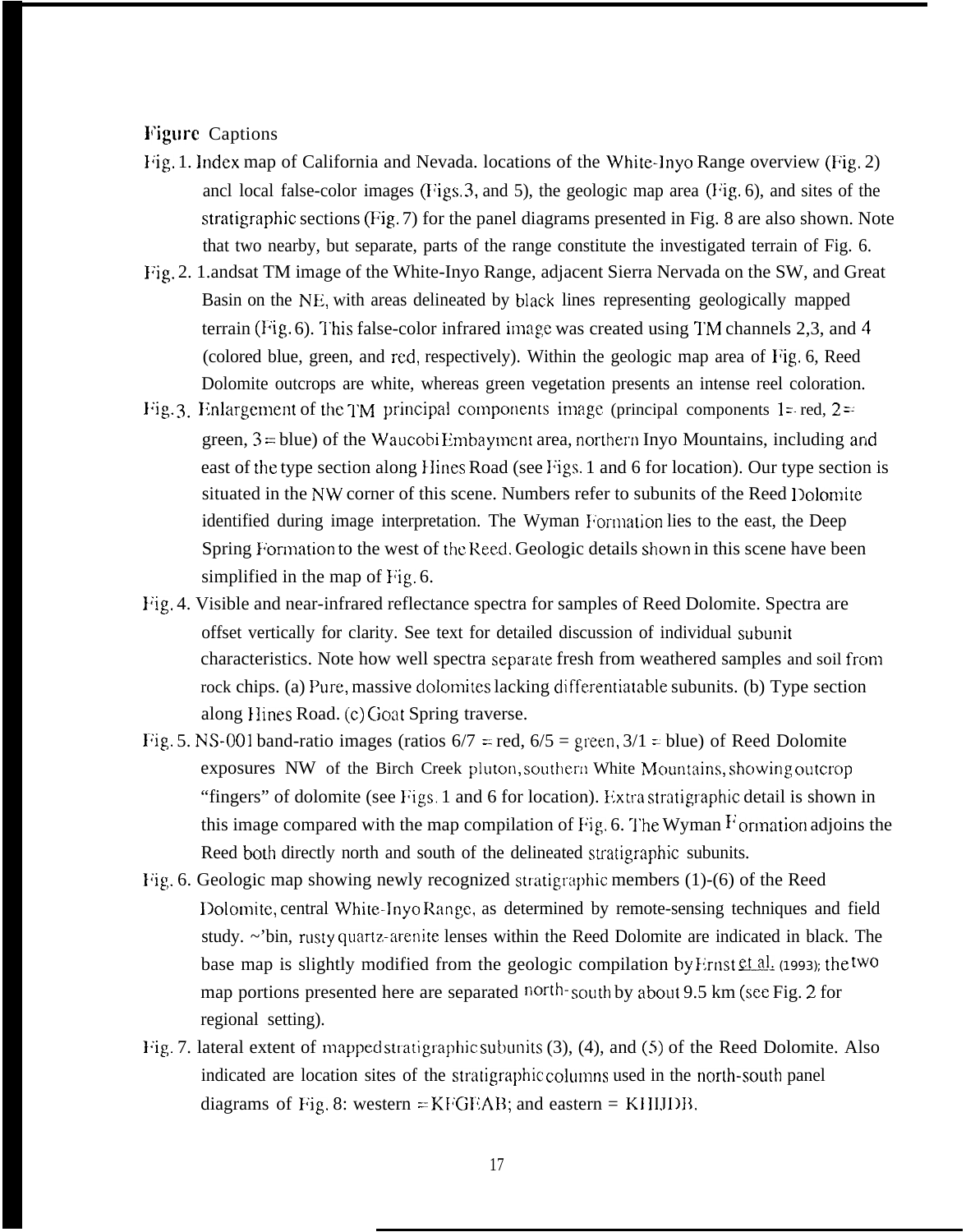## Figure Captions

Fig. 1. Index map of California and Nevada. locations of the White-Inyo Range overview (Fig. 2) and local false-color images (Figs. 3, and 5), the geologic map area (Fig. 6), and sites of the stratigraphic sections (Fig. 7) for the panel diagrams presented in Fig. 8 are also shown. Note that two nearby, but separate, parts of the range constitute the investigated terrain of Fig. 6.

Fig. 2. Landsat TM image of the White-Inyo Range, adjacent Sierra Nervada on the SW, and Great Basin on the NE, with areas delineated by black lines representing geologically mapped terrain (Fig. 6). This false-color infrared image was created using TM channels 2,3, and 4 (colored blue, green, and red, respectively). Within the geologic map area of Fig. 6, Reed Dolomite outcrops are white, whereas green vegetation presents an intense red coloration.

Fig. 3. Enlargement of the TM principal components image (principal components 1 = red, 2 = green, 3 = blue) of the Waucobi Embayment area, northern Inyo Mountains, including and east of the type section along Hines Road (see Figs. 1 and 6 for location). Our type section is situated in the NW corner of this scene. Numbers refer to subunits of the Reed Dolomite identified during image interpretation. The Wyman Formation lies to the east, the Deep Spring Formation to the west of the Reed. Geologic details shown in this scene have been simplified in the map of Fig. 6.

Fig. 4. Visible and near-infrared reflectance spectra for samples of Reed Dolomite. Spectra are offset vertically for clarity. See text for detailed discussion of individual subunit characteristics. Note how well spectra separate fresh from weathered samples and soil from rock chips. (a) Pure, massive dolomites lacking differentiatable subunits. (b) Type section along Hines Road. (c) Goat Spring traverse.

Fig. 5. NS-001 band-ratio images (ratios 6/7 = red, 6/5 = green, 3/1 = blue) of Reed Dolomite exposures NW of the Birch Creek pluton, southern White Mountains, showing outcrop "fingers" of dolomite (see Figs. 1 and 6 for location). Extra stratigraphic detail is shown in this image compared with the map compilation of Fig. 6. The Wyman Formation adjoins the Reed both directly north and south of the delineated stratigraphic subunits.

Fig. 6. Geologic map showing newly recognized stratigraphic members (1)-(6) of the Reed Dolomite, central White-Inyo Range, as determined by remote-sensing techniques and field study. Thin, rusty quartz-arenite lenses within the Reed Dolomite are indicated in black. The base map is slightly modified from the geologic compilation by Ernst et al. (1993); the two map portions presented here are separated north-south by about 9.5 km (see Fig. 2 for regional setting).

Fig. 7. lateral extent of mapped stratigraphic subunits (3), (4), and (5) of the Reed Dolomite. Also indicated are location sites of the stratigraphic columns used in the north-south panel diagrams of Fig. 8: western = KFGEAB; and eastern = KHIJDB.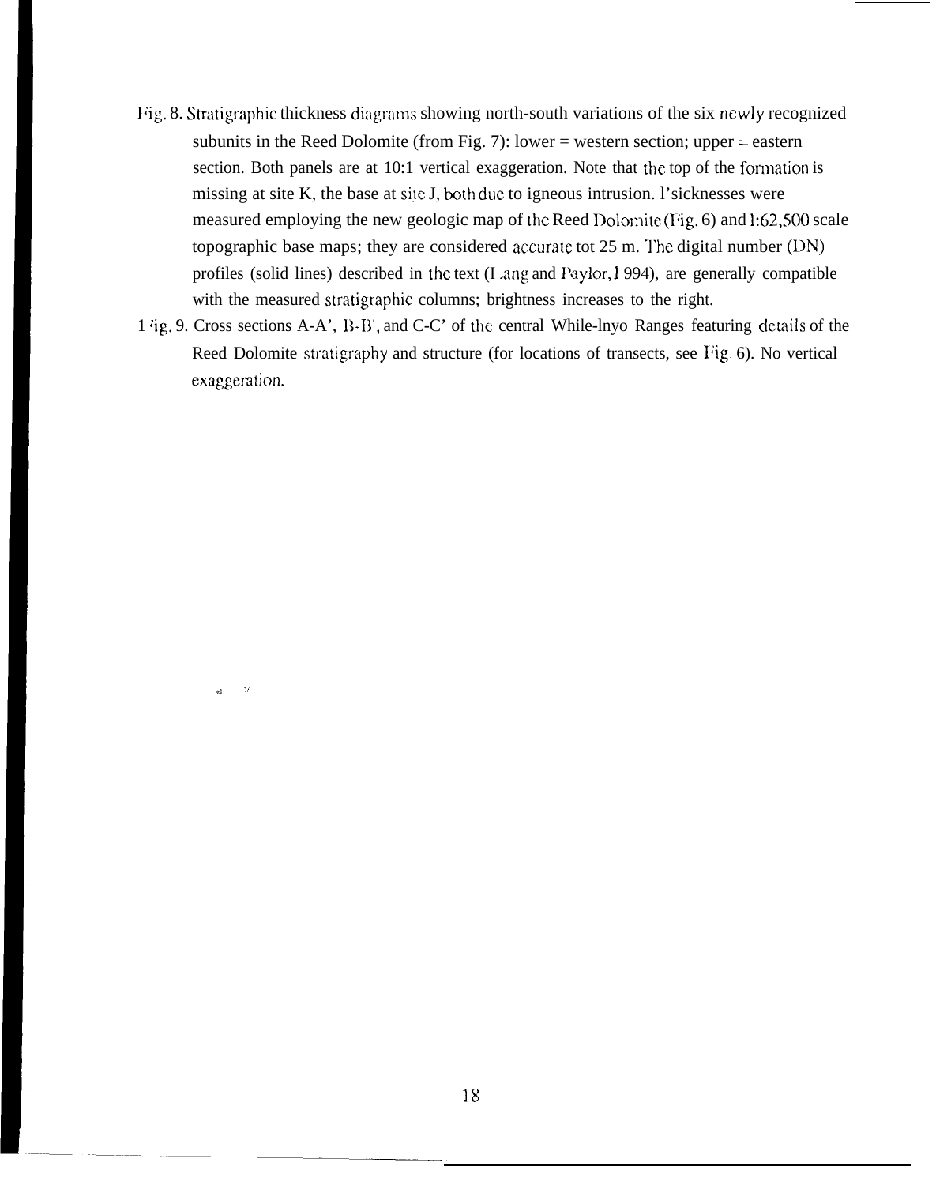Fig. 8. Stratigraphic thickness diagrams showing north-south variations of the six newly recognized subunits in the Reed Dolomite (from Fig. 7): lower = western section; upper = eastern section. Both panels are at 10:1 vertical exaggeration. Note that the top of the formation is missing at site K, the base at site J, both due to igneous intrusion. l'sicknesses were measured employing the new geologic map of the Reed Dolomite (Fig. 6) and 1:62,500 scale topographic base maps; they are considered accurate tot 25 m. The digital number (DN) profiles (solid lines) described in the text (Lang and Paylor, 1994), are generally compatible with the measured stratigraphic columns; brightness increases to the right.

Fig. 9. Cross sections A-A', B-B', and C-C' of the central While-lnyo Ranges featuring details of the Reed Dolomite stratigraphy and structure (for locations of transects, see Fig. 6). No vertical exaggeration.